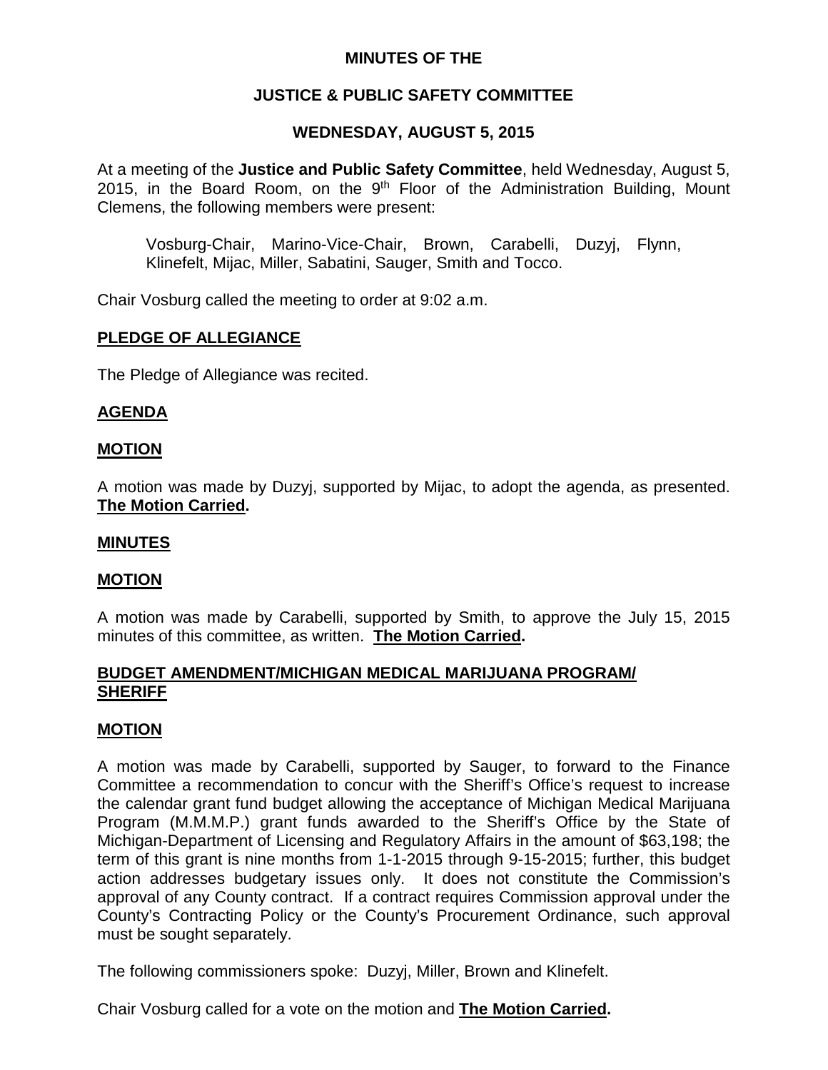**MINUTES OF THE**

**JUSTICE & PUBLIC SAFETY COMMITTEE**

**WEDNESDAY, AUGUST 5, 2015**

At a meeting of the **Justice and Public Safety Committee**, held Wednesday, August 5, 2015, in the Board Room, on the 9th Floor of the Administration Building, Mount Clemens, the following members were present:

> Vosburg-Chair, Marino-Vice-Chair, Brown, Carabelli, Duzyj, Flynn, Klinefelt, Mijac, Miller, Sabatini, Sauger, Smith and Tocco.

Chair Vosburg called the meeting to order at 9:02 a.m.

**PLEDGE OF ALLEGIANCE**

The Pledge of Allegiance was recited.

**AGENDA**

**MOTION**

A motion was made by Duzyj, supported by Mijac, to adopt the agenda, as presented. **The Motion Carried.**

**MINUTES**

**MOTION**

A motion was made by Carabelli, supported by Smith, to approve the July 15, 2015 minutes of this committee, as written. **The Motion Carried.**

**BUDGET AMENDMENT/MICHIGAN MEDICAL MARIJUANA PROGRAM/ SHERIFF**

**MOTION**

A motion was made by Carabelli, supported by Sauger, to forward to the Finance Committee a recommendation to concur with the Sheriff's Office's request to increase the calendar grant fund budget allowing the acceptance of Michigan Medical Marijuana Program (M.M.M.P.) grant funds awarded to the Sheriff's Office by the State of Michigan-Department of Licensing and Regulatory Affairs in the amount of $63,198; the term of this grant is nine months from 1-1-2015 through 9-15-2015; further, this budget action addresses budgetary issues only. It does not constitute the Commission's approval of any County contract. If a contract requires Commission approval under the County's Contracting Policy or the County's Procurement Ordinance, such approval must be sought separately.

The following commissioners spoke: Duzyj, Miller, Brown and Klinefelt.

Chair Vosburg called for a vote on the motion and **The Motion Carried.**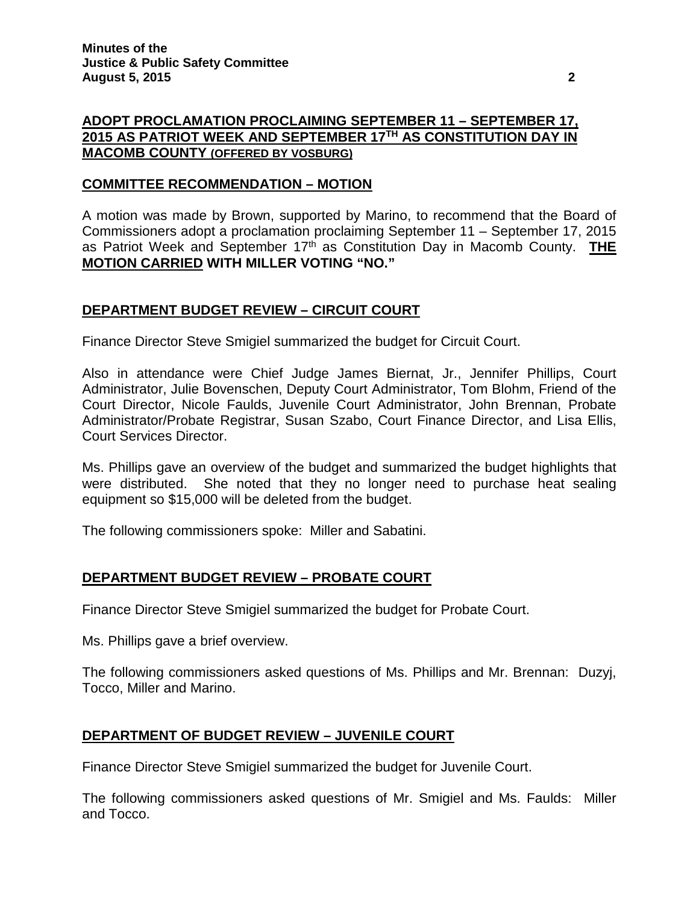## ADOPT PROCLAMATION PROCLAIMING SEPTEMBER 11 – SEPTEMBER 17, 2015 AS PATRIOT WEEK AND SEPTEMBER 17TH AS CONSTITUTION DAY IN MACOMB COUNTY (OFFERED BY VOSBURG)

### COMMITTEE RECOMMENDATION – MOTION

A motion was made by Brown, supported by Marino, to recommend that the Board of Commissioners adopt a proclamation proclaiming September 11 – September 17, 2015 as Patriot Week and September 17th as Constitution Day in Macomb County. **THE MOTION CARRIED WITH MILLER VOTING "NO."**

## DEPARTMENT BUDGET REVIEW – CIRCUIT COURT

Finance Director Steve Smigiel summarized the budget for Circuit Court.

Also in attendance were Chief Judge James Biernat, Jr., Jennifer Phillips, Court Administrator, Julie Bovenschen, Deputy Court Administrator, Tom Blohm, Friend of the Court Director, Nicole Faulds, Juvenile Court Administrator, John Brennan, Probate Administrator/Probate Registrar, Susan Szabo, Court Finance Director, and Lisa Ellis, Court Services Director.

Ms. Phillips gave an overview of the budget and summarized the budget highlights that were distributed. She noted that they no longer need to purchase heat sealing equipment so $15,000 will be deleted from the budget.

The following commissioners spoke: Miller and Sabatini.

## DEPARTMENT BUDGET REVIEW – PROBATE COURT

Finance Director Steve Smigiel summarized the budget for Probate Court.

Ms. Phillips gave a brief overview.

The following commissioners asked questions of Ms. Phillips and Mr. Brennan: Duzyj, Tocco, Miller and Marino.

## DEPARTMENT OF BUDGET REVIEW – JUVENILE COURT

Finance Director Steve Smigiel summarized the budget for Juvenile Court.

The following commissioners asked questions of Mr. Smigiel and Ms. Faulds: Miller and Tocco.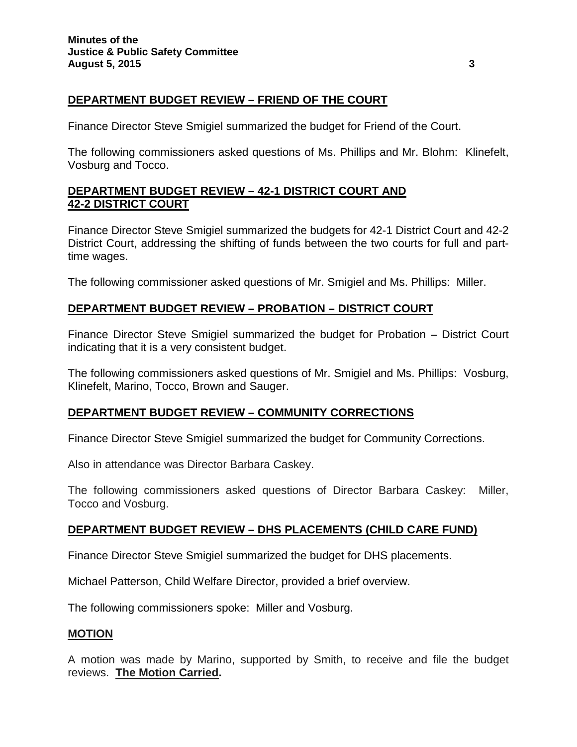## DEPARTMENT BUDGET REVIEW – FRIEND OF THE COURT

Finance Director Steve Smigiel summarized the budget for Friend of the Court.

The following commissioners asked questions of Ms. Phillips and Mr. Blohm: Klinefelt, Vosburg and Tocco.

## DEPARTMENT BUDGET REVIEW – 42-1 DISTRICT COURT AND 42-2 DISTRICT COURT

Finance Director Steve Smigiel summarized the budgets for 42-1 District Court and 42-2 District Court, addressing the shifting of funds between the two courts for full and part-time wages.

The following commissioner asked questions of Mr. Smigiel and Ms. Phillips: Miller.

## DEPARTMENT BUDGET REVIEW – PROBATION – DISTRICT COURT

Finance Director Steve Smigiel summarized the budget for Probation – District Court indicating that it is a very consistent budget.

The following commissioners asked questions of Mr. Smigiel and Ms. Phillips: Vosburg, Klinefelt, Marino, Tocco, Brown and Sauger.

## DEPARTMENT BUDGET REVIEW – COMMUNITY CORRECTIONS

Finance Director Steve Smigiel summarized the budget for Community Corrections.

Also in attendance was Director Barbara Caskey.

The following commissioners asked questions of Director Barbara Caskey: Miller, Tocco and Vosburg.

## DEPARTMENT BUDGET REVIEW – DHS PLACEMENTS (CHILD CARE FUND)

Finance Director Steve Smigiel summarized the budget for DHS placements.

Michael Patterson, Child Welfare Director, provided a brief overview.

The following commissioners spoke: Miller and Vosburg.

## MOTION

A motion was made by Marino, supported by Smith, to receive and file the budget reviews. **The Motion Carried.**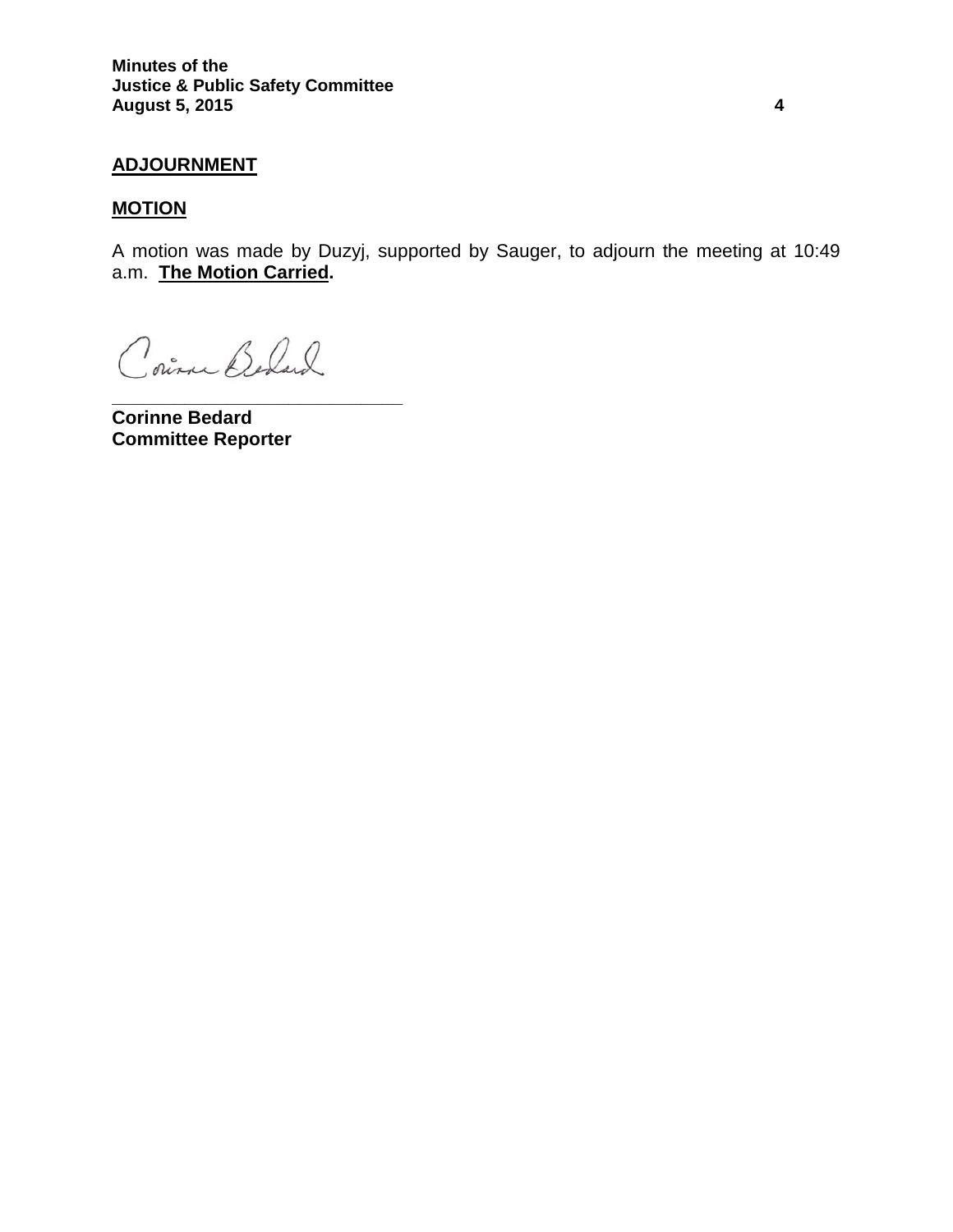## ADJOURNMENT

### MOTION

A motion was made by Duzyj, supported by Sauger, to adjourn the meeting at 10:49 a.m. **The Motion Carried.**

______________________________
**Corinne Bedard**
**Committee Reporter**